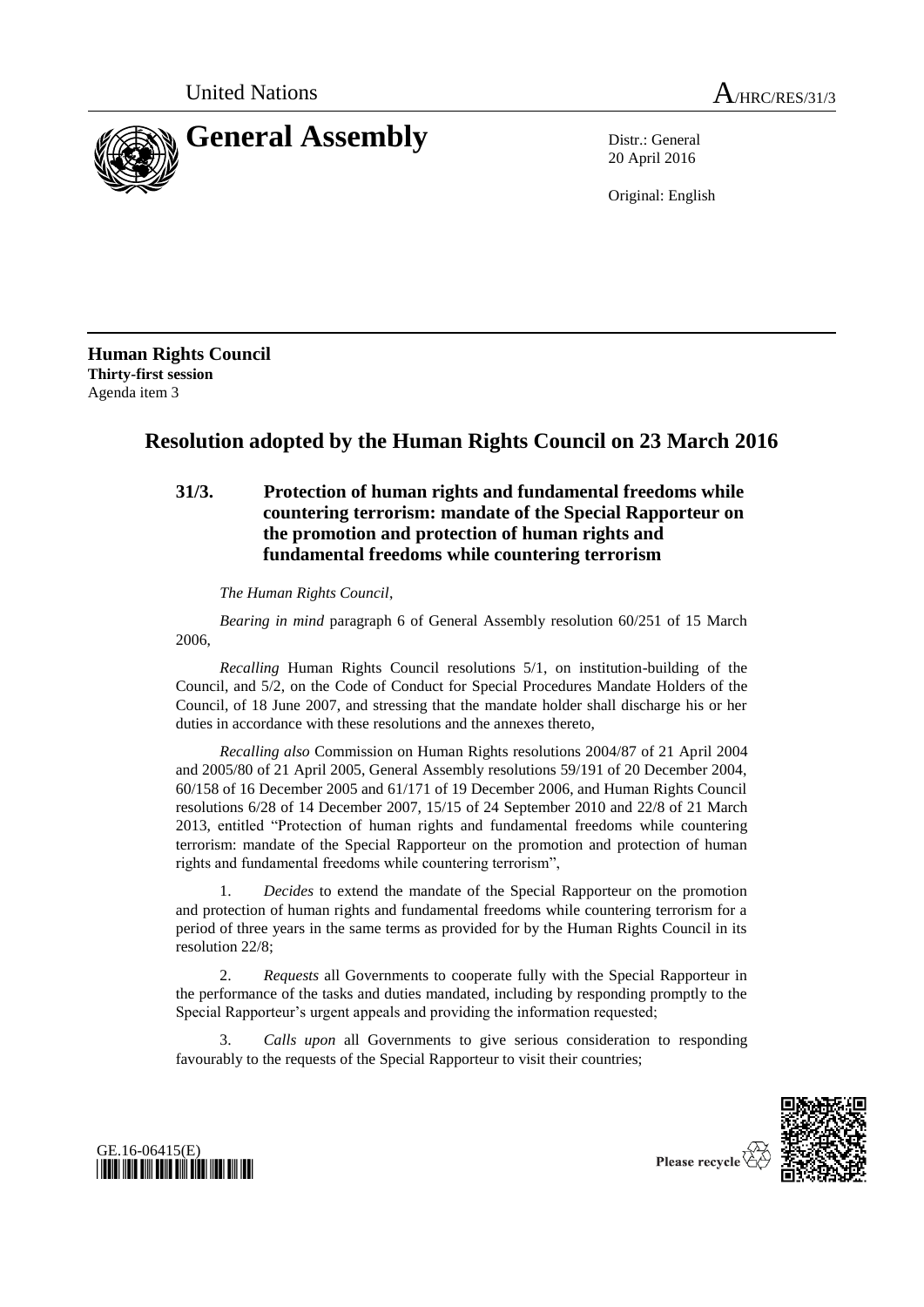United Nations A/HRC/RES/31/3

# General Assembly

Distr.: General
20 April 2016

Original: English

**Human Rights Council**
**Thirty-first session**
Agenda item 3

## Resolution adopted by the Human Rights Council on 23 March 2016

### 31/3. Protection of human rights and fundamental freedoms while countering terrorism: mandate of the Special Rapporteur on the promotion and protection of human rights and fundamental freedoms while countering terrorism

*The Human Rights Council*,

*Bearing in mind* paragraph 6 of General Assembly resolution 60/251 of 15 March 2006,

*Recalling* Human Rights Council resolutions 5/1, on institution-building of the Council, and 5/2, on the Code of Conduct for Special Procedures Mandate Holders of the Council, of 18 June 2007, and stressing that the mandate holder shall discharge his or her duties in accordance with these resolutions and the annexes thereto,

*Recalling also* Commission on Human Rights resolutions 2004/87 of 21 April 2004 and 2005/80 of 21 April 2005, General Assembly resolutions 59/191 of 20 December 2004, 60/158 of 16 December 2005 and 61/171 of 19 December 2006, and Human Rights Council resolutions 6/28 of 14 December 2007, 15/15 of 24 September 2010 and 22/8 of 21 March 2013, entitled "Protection of human rights and fundamental freedoms while countering terrorism: mandate of the Special Rapporteur on the promotion and protection of human rights and fundamental freedoms while countering terrorism",

1. *Decides* to extend the mandate of the Special Rapporteur on the promotion and protection of human rights and fundamental freedoms while countering terrorism for a period of three years in the same terms as provided for by the Human Rights Council in its resolution 22/8;

2. *Requests* all Governments to cooperate fully with the Special Rapporteur in the performance of the tasks and duties mandated, including by responding promptly to the Special Rapporteur's urgent appeals and providing the information requested;

3. *Calls upon* all Governments to give serious consideration to responding favourably to the requests of the Special Rapporteur to visit their countries;

GE.16-06415(E)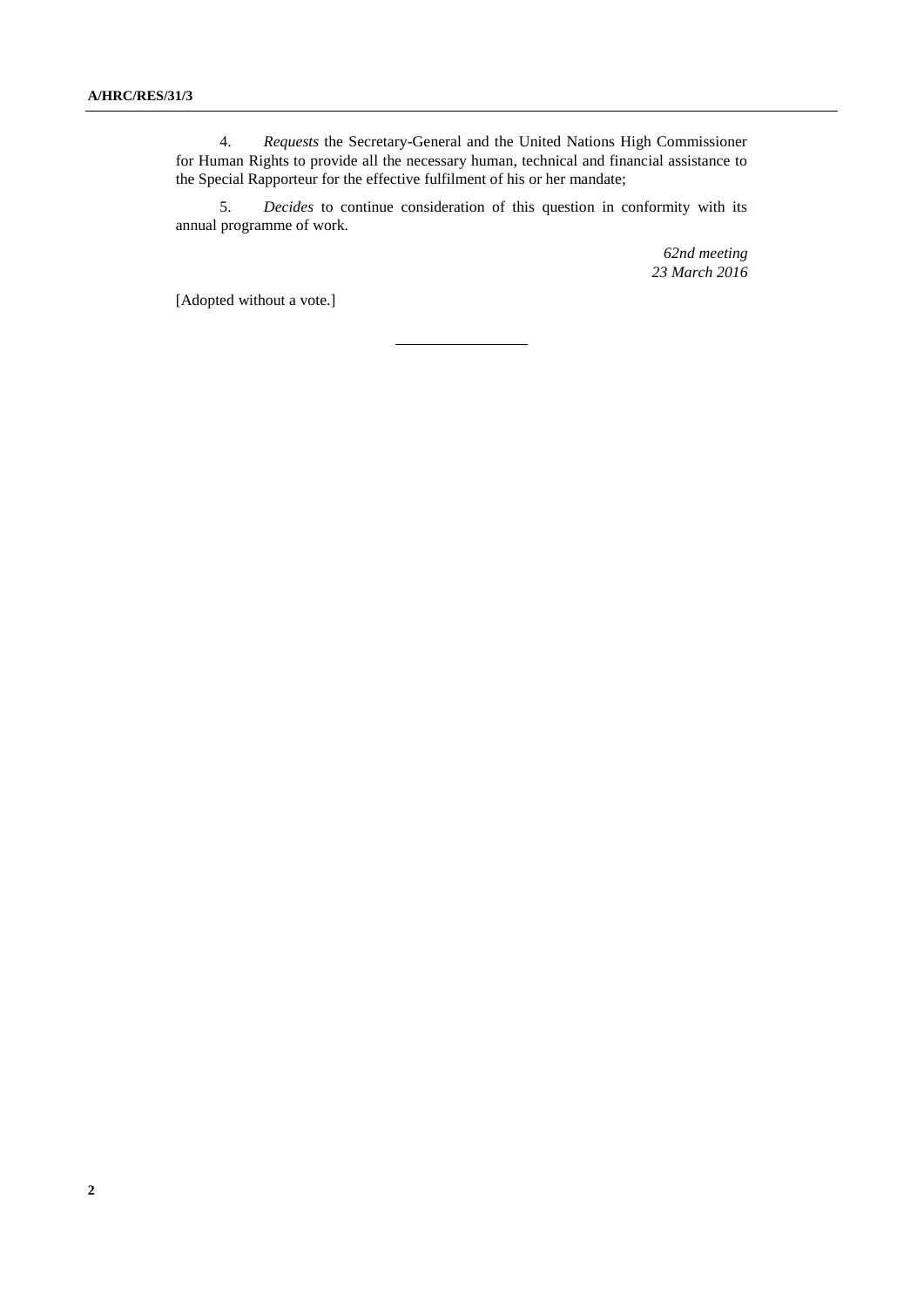4. *Requests* the Secretary-General and the United Nations High Commissioner for Human Rights to provide all the necessary human, technical and financial assistance to the Special Rapporteur for the effective fulfilment of his or her mandate;

5. *Decides* to continue consideration of this question in conformity with its annual programme of work.

*62nd meeting*
*23 March 2016*

[Adopted without a vote.]